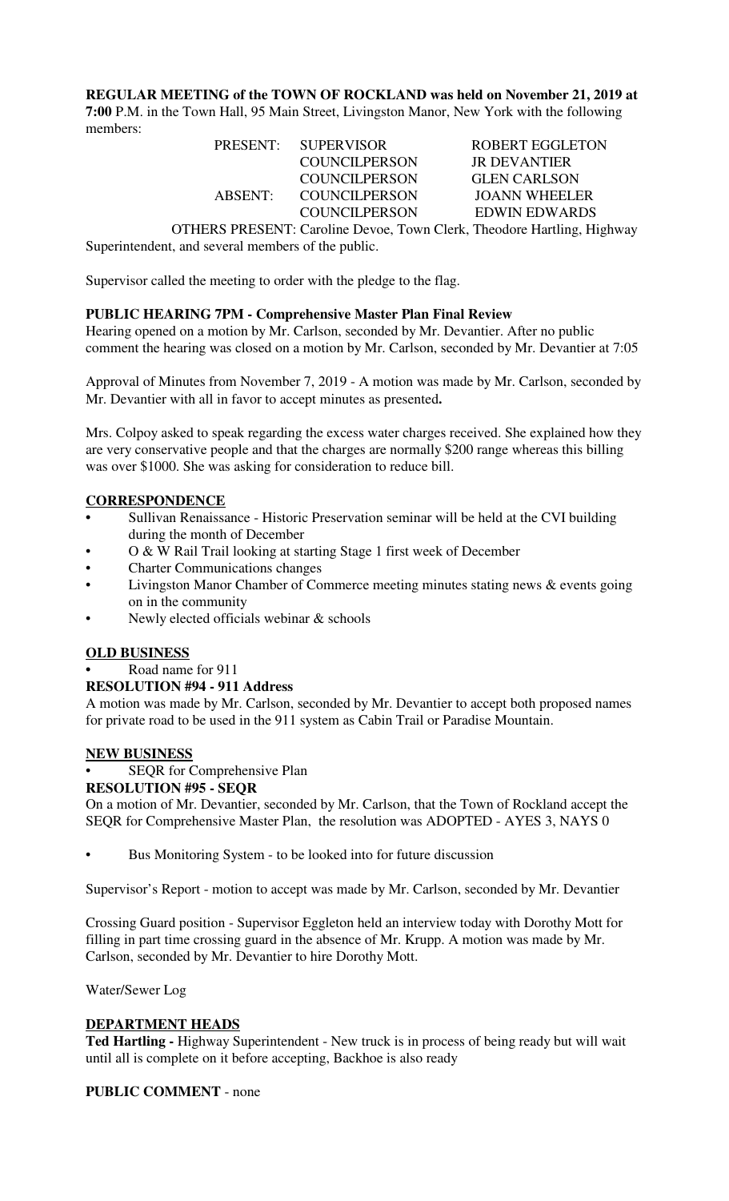**REGULAR MEETING of the TOWN OF ROCKLAND was held on November 21, 2019 at 7:00** P.M. in the Town Hall, 95 Main Street, Livingston Manor, New York with the following members:

| | | |
|---|---|---|
| PRESENT: | SUPERVISOR | ROBERT EGGLETON |
| | COUNCILPERSON | JR DEVANTIER |
| | COUNCILPERSON | GLEN CARLSON |
| ABSENT: | COUNCILPERSON | JOANN WHEELER |
| | COUNCILPERSON | EDWIN EDWARDS |

OTHERS PRESENT: Caroline Devoe, Town Clerk, Theodore Hartling, Highway Superintendent, and several members of the public.

Supervisor called the meeting to order with the pledge to the flag.

**PUBLIC HEARING 7PM - Comprehensive Master Plan Final Review**

Hearing opened on a motion by Mr. Carlson, seconded by Mr. Devantier. After no public comment the hearing was closed on a motion by Mr. Carlson, seconded by Mr. Devantier at 7:05

Approval of Minutes from November 7, 2019 - A motion was made by Mr. Carlson, seconded by Mr. Devantier with all in favor to accept minutes as presented**.**

Mrs. Colpoy asked to speak regarding the excess water charges received. She explained how they are very conservative people and that the charges are normally $200 range whereas this billing was over $1000. She was asking for consideration to reduce bill.

**CORRESPONDENCE**

- Sullivan Renaissance - Historic Preservation seminar will be held at the CVI building during the month of December
- O & W Rail Trail looking at starting Stage 1 first week of December
- Charter Communications changes
- Livingston Manor Chamber of Commerce meeting minutes stating news & events going on in the community
- Newly elected officials webinar & schools

**OLD BUSINESS**

- Road name for 911

**RESOLUTION #94 - 911 Address**

A motion was made by Mr. Carlson, seconded by Mr. Devantier to accept both proposed names for private road to be used in the 911 system as Cabin Trail or Paradise Mountain.

**NEW BUSINESS**

- SEQR for Comprehensive Plan

**RESOLUTION #95 - SEQR**

On a motion of Mr. Devantier, seconded by Mr. Carlson, that the Town of Rockland accept the SEQR for Comprehensive Master Plan, the resolution was ADOPTED - AYES 3, NAYS 0

- Bus Monitoring System - to be looked into for future discussion

Supervisor's Report - motion to accept was made by Mr. Carlson, seconded by Mr. Devantier

Crossing Guard position - Supervisor Eggleton held an interview today with Dorothy Mott for filling in part time crossing guard in the absence of Mr. Krupp. A motion was made by Mr. Carlson, seconded by Mr. Devantier to hire Dorothy Mott.

Water/Sewer Log

**DEPARTMENT HEADS**

**Ted Hartling -** Highway Superintendent - New truck is in process of being ready but will wait until all is complete on it before accepting, Backhoe is also ready

**PUBLIC COMMENT** - none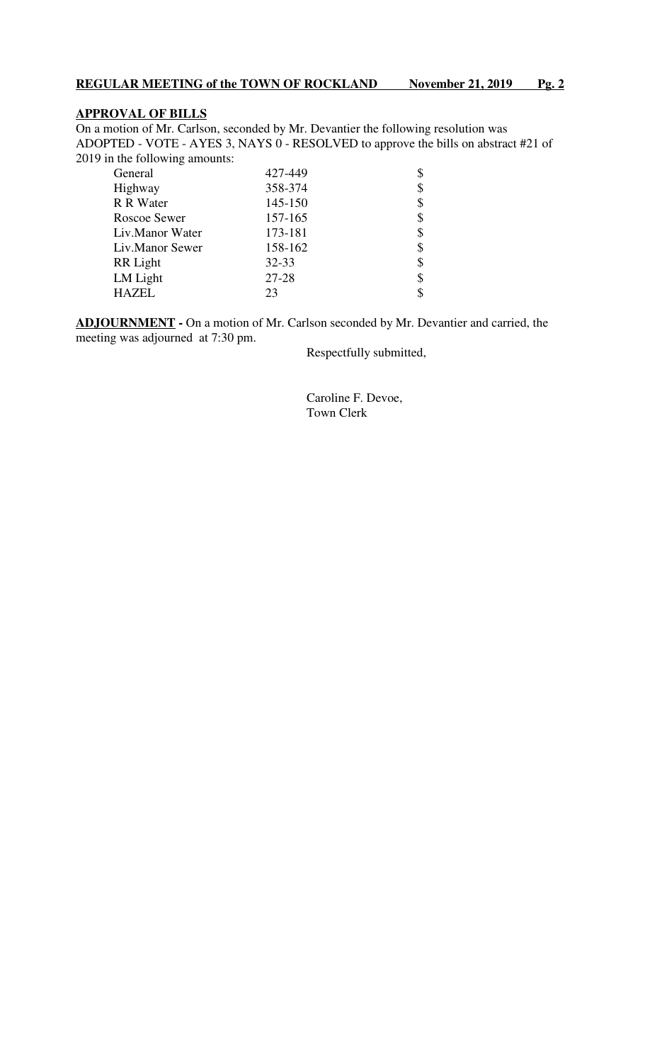**APPROVAL OF BILLS**

On a motion of Mr. Carlson, seconded by Mr. Devantier the following resolution was ADOPTED - VOTE - AYES 3, NAYS 0 - RESOLVED to approve the bills on abstract #21 of 2019 in the following amounts:

| | | |
|---|---|---|
| General | 427-449 | $ |
| Highway | 358-374 | $ |
| R R Water | 145-150 | $ |
| Roscoe Sewer | 157-165 | $ |
| Liv.Manor Water | 173-181 | $ |
| Liv.Manor Sewer | 158-162 | $ |
| RR Light | 32-33 | $ |
| LM Light | 27-28 | $ |
| HAZEL | 23 | $ |

**ADJOURNMENT -** On a motion of Mr. Carlson seconded by Mr. Devantier and carried, the meeting was adjourned at 7:30 pm.

Respectfully submitted,

Caroline F. Devoe,
Town Clerk